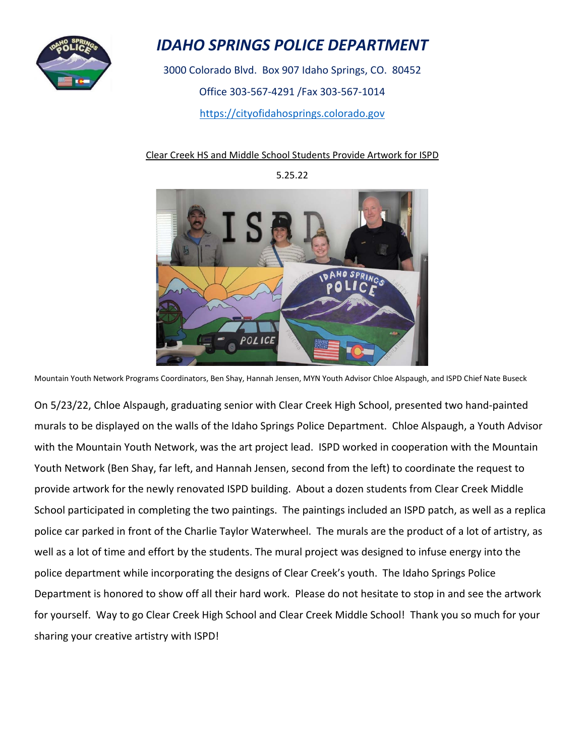# *IDAHO SPRINGS POLICE DEPARTMENT*

3000 Colorado Blvd. Box 907 Idaho Springs, CO. 80452

Office 303-567-4291 /Fax 303-567-1014

https://cityofidahosprings.colorado.gov

Clear Creek HS and Middle School Students Provide Artwork for ISPD

5.25.22

Mountain Youth Network Programs Coordinators, Ben Shay, Hannah Jensen, MYN Youth Advisor Chloe Alspaugh, and ISPD Chief Nate Buseck

On 5/23/22, Chloe Alspaugh, graduating senior with Clear Creek High School, presented two hand-painted murals to be displayed on the walls of the Idaho Springs Police Department. Chloe Alspaugh, a Youth Advisor with the Mountain Youth Network, was the art project lead. ISPD worked in cooperation with the Mountain Youth Network (Ben Shay, far left, and Hannah Jensen, second from the left) to coordinate the request to provide artwork for the newly renovated ISPD building. About a dozen students from Clear Creek Middle School participated in completing the two paintings. The paintings included an ISPD patch, as well as a replica police car parked in front of the Charlie Taylor Waterwheel. The murals are the product of a lot of artistry, as well as a lot of time and effort by the students. The mural project was designed to infuse energy into the police department while incorporating the designs of Clear Creek's youth. The Idaho Springs Police Department is honored to show off all their hard work. Please do not hesitate to stop in and see the artwork for yourself. Way to go Clear Creek High School and Clear Creek Middle School! Thank you so much for your sharing your creative artistry with ISPD!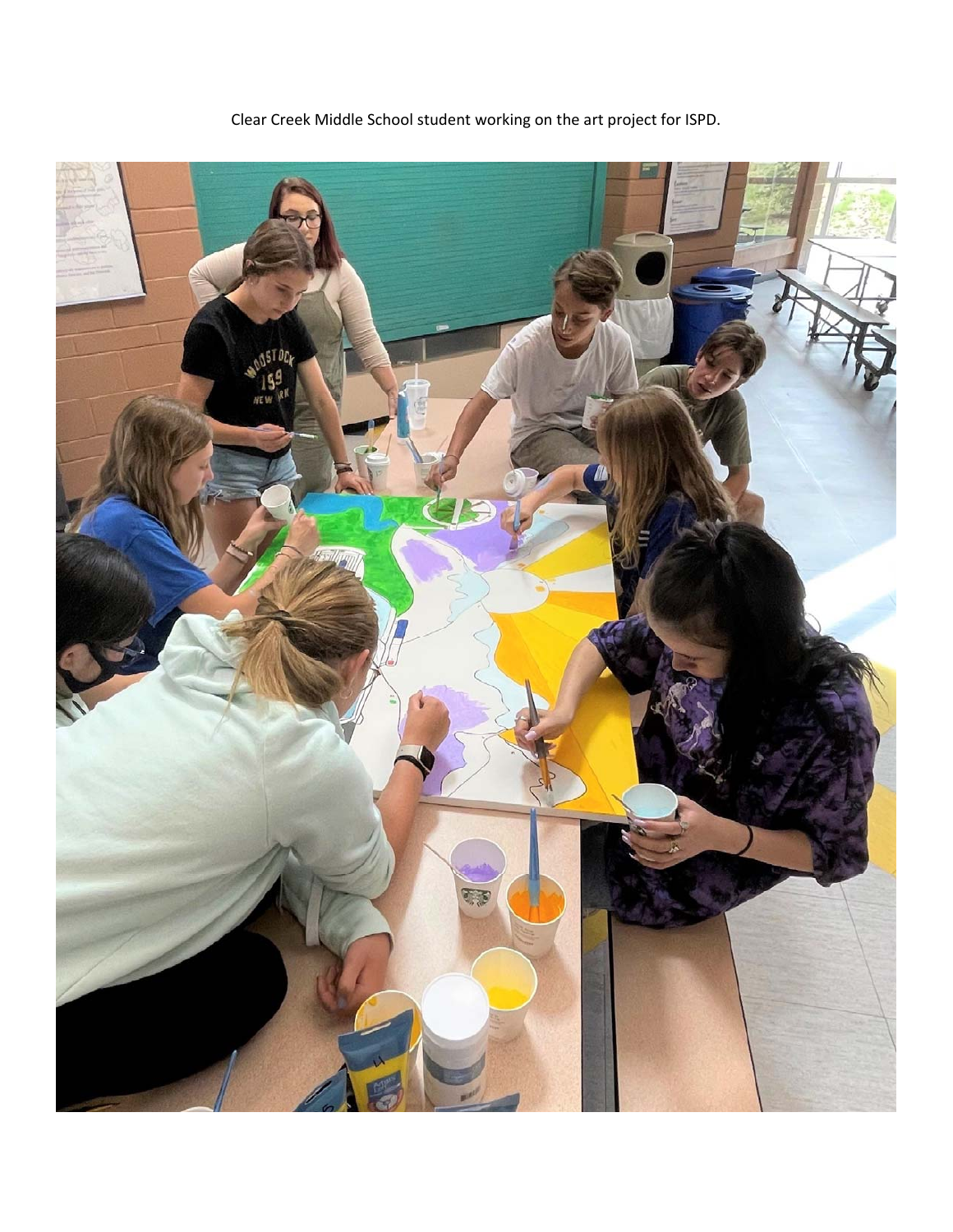Clear Creek Middle School student working on the art project for ISPD.